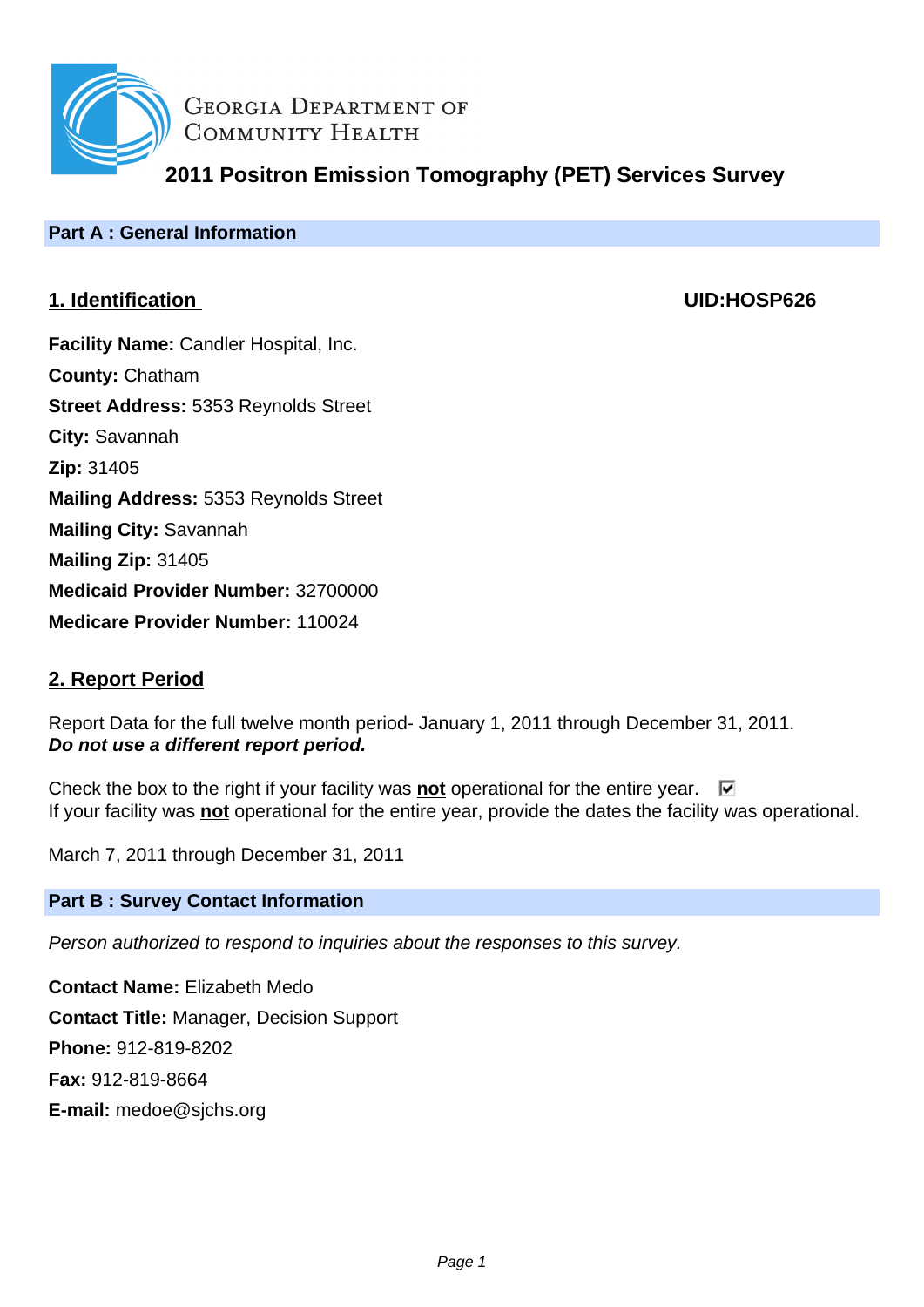Georgia Department of Community Health

# 2011 Positron Emission Tomography (PET) Services Survey

## Part A : General Information

### 1. Identification

**UID:HOSP626**

**Facility Name:** Candler Hospital, Inc.
**County:** Chatham
**Street Address:** 5353 Reynolds Street
**City:** Savannah
**Zip:** 31405
**Mailing Address:** 5353 Reynolds Street
**Mailing City:** Savannah
**Mailing Zip:** 31405
**Medicaid Provider Number:** 32700000
**Medicare Provider Number:** 110024

### 2. Report Period

Report Data for the full twelve month period- January 1, 2011 through December 31, 2011.
***Do not use a different report period.***

Check the box to the right if your facility was **not** operational for the entire year. ☑
If your facility was **not** operational for the entire year, provide the dates the facility was operational.

March 7, 2011 through December 31, 2011

## Part B : Survey Contact Information

*Person authorized to respond to inquiries about the responses to this survey.*

**Contact Name:** Elizabeth Medo
**Contact Title:** Manager, Decision Support
**Phone:** 912-819-8202
**Fax:** 912-819-8664
**E-mail:** medoe@sjchs.org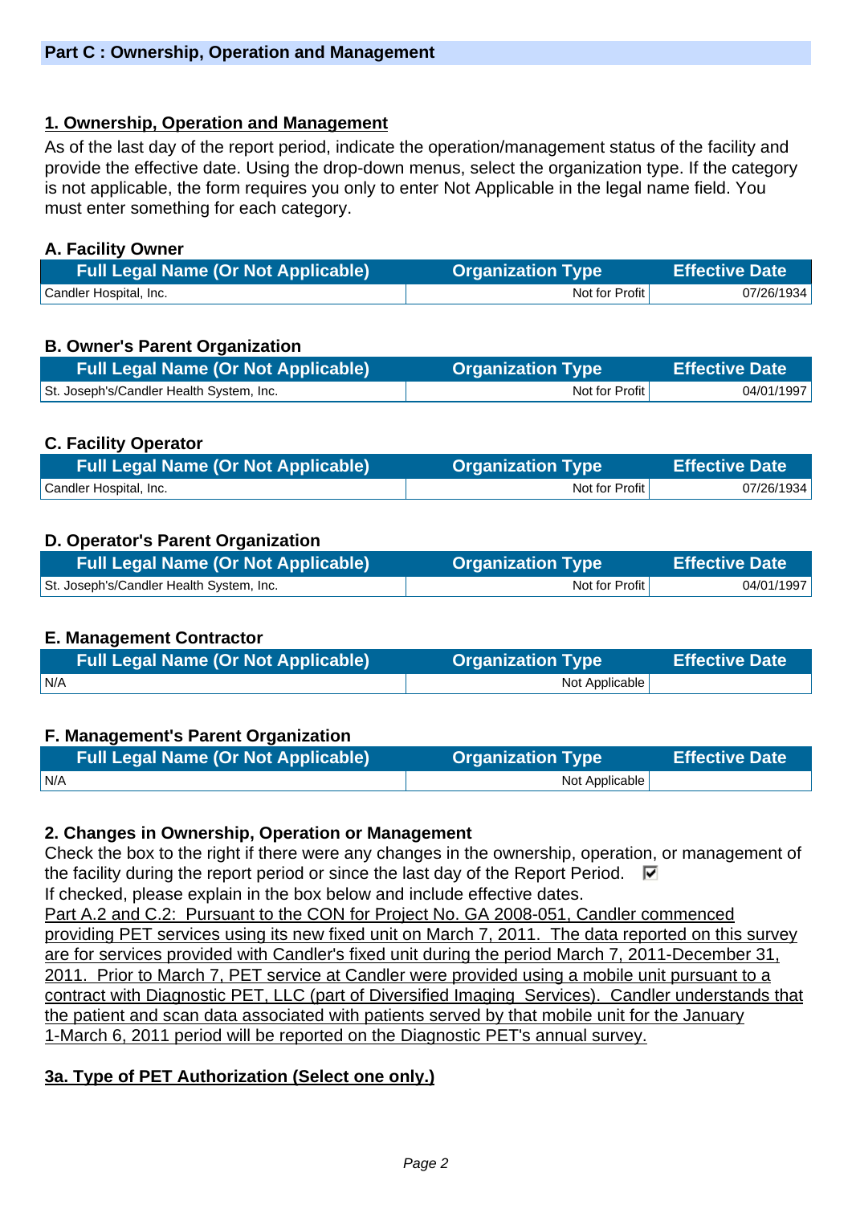## Part C : Ownership, Operation and Management

### 1. Ownership, Operation and Management

As of the last day of the report period, indicate the operation/management status of the facility and provide the effective date. Using the drop-down menus, select the organization type. If the category is not applicable, the form requires you only to enter Not Applicable in the legal name field. You must enter something for each category.

**A. Facility Owner**

| Full Legal Name (Or Not Applicable) | Organization Type | Effective Date |
|---|---|---|
| Candler Hospital, Inc. | Not for Profit | 07/26/1934 |

**B. Owner's Parent Organization**

| Full Legal Name (Or Not Applicable) | Organization Type | Effective Date |
|---|---|---|
| St. Joseph's/Candler Health System, Inc. | Not for Profit | 04/01/1997 |

**C. Facility Operator**

| Full Legal Name (Or Not Applicable) | Organization Type | Effective Date |
|---|---|---|
| Candler Hospital, Inc. | Not for Profit | 07/26/1934 |

**D. Operator's Parent Organization**

| Full Legal Name (Or Not Applicable) | Organization Type | Effective Date |
|---|---|---|
| St. Joseph's/Candler Health System, Inc. | Not for Profit | 04/01/1997 |

**E. Management Contractor**

| Full Legal Name (Or Not Applicable) | Organization Type | Effective Date |
|---|---|---|
| N/A | Not Applicable | |

**F. Management's Parent Organization**

| Full Legal Name (Or Not Applicable) | Organization Type | Effective Date |
|---|---|---|
| N/A | Not Applicable | |

### 2. Changes in Ownership, Operation or Management

Check the box to the right if there were any changes in the ownership, operation, or management of the facility during the report period or since the last day of the Report Period. ☑

If checked, please explain in the box below and include effective dates.

Part A.2 and C.2: Pursuant to the CON for Project No. GA 2008-051, Candler commenced providing PET services using its new fixed unit on March 7, 2011. The data reported on this survey are for services provided with Candler's fixed unit during the period March 7, 2011-December 31, 2011. Prior to March 7, PET service at Candler were provided using a mobile unit pursuant to a contract with Diagnostic PET, LLC (part of Diversified Imaging Services). Candler understands that the patient and scan data associated with patients served by that mobile unit for the January 1-March 6, 2011 period will be reported on the Diagnostic PET's annual survey.

### 3a. Type of PET Authorization (Select one only.)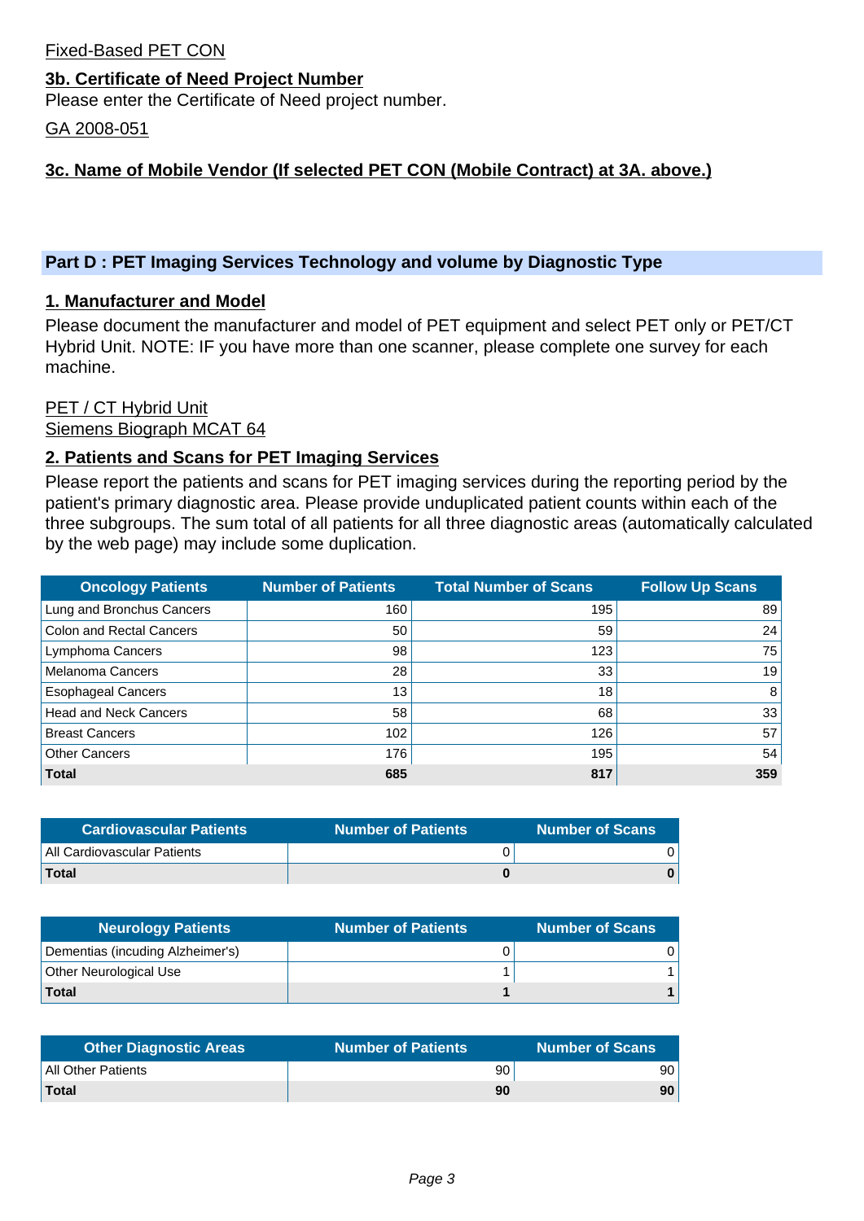Fixed-Based PET CON

### 3b. Certificate of Need Project Number

Please enter the Certificate of Need project number.

GA 2008-051

### 3c. Name of Mobile Vendor (If selected PET CON (Mobile Contract) at 3A. above.)

## Part D : PET Imaging Services Technology and volume by Diagnostic Type

### 1. Manufacturer and Model

Please document the manufacturer and model of PET equipment and select PET only or PET/CT Hybrid Unit. NOTE: IF you have more than one scanner, please complete one survey for each machine.

PET / CT Hybrid Unit
Siemens Biograph MCAT 64

### 2. Patients and Scans for PET Imaging Services

Please report the patients and scans for PET imaging services during the reporting period by the patient's primary diagnostic area. Please provide unduplicated patient counts within each of the three subgroups. The sum total of all patients for all three diagnostic areas (automatically calculated by the web page) may include some duplication.

| Oncology Patients | Number of Patients | Total Number of Scans | Follow Up Scans |
|---|---|---|---|
| Lung and Bronchus Cancers | 160 | 195 | 89 |
| Colon and Rectal Cancers | 50 | 59 | 24 |
| Lymphoma Cancers | 98 | 123 | 75 |
| Melanoma Cancers | 28 | 33 | 19 |
| Esophageal Cancers | 13 | 18 | 8 |
| Head and Neck Cancers | 58 | 68 | 33 |
| Breast Cancers | 102 | 126 | 57 |
| Other Cancers | 176 | 195 | 54 |
| **Total** | **685** | **817** | **359** |

| Cardiovascular Patients | Number of Patients | Number of Scans |
|---|---|---|
| All Cardiovascular Patients | 0 | 0 |
| **Total** | **0** | **0** |

| Neurology Patients | Number of Patients | Number of Scans |
|---|---|---|
| Dementias (incuding Alzheimer's) | 0 | 0 |
| Other Neurological Use | 1 | 1 |
| **Total** | **1** | **1** |

| Other Diagnostic Areas | Number of Patients | Number of Scans |
|---|---|---|
| All Other Patients | 90 | 90 |
| **Total** | **90** | **90** |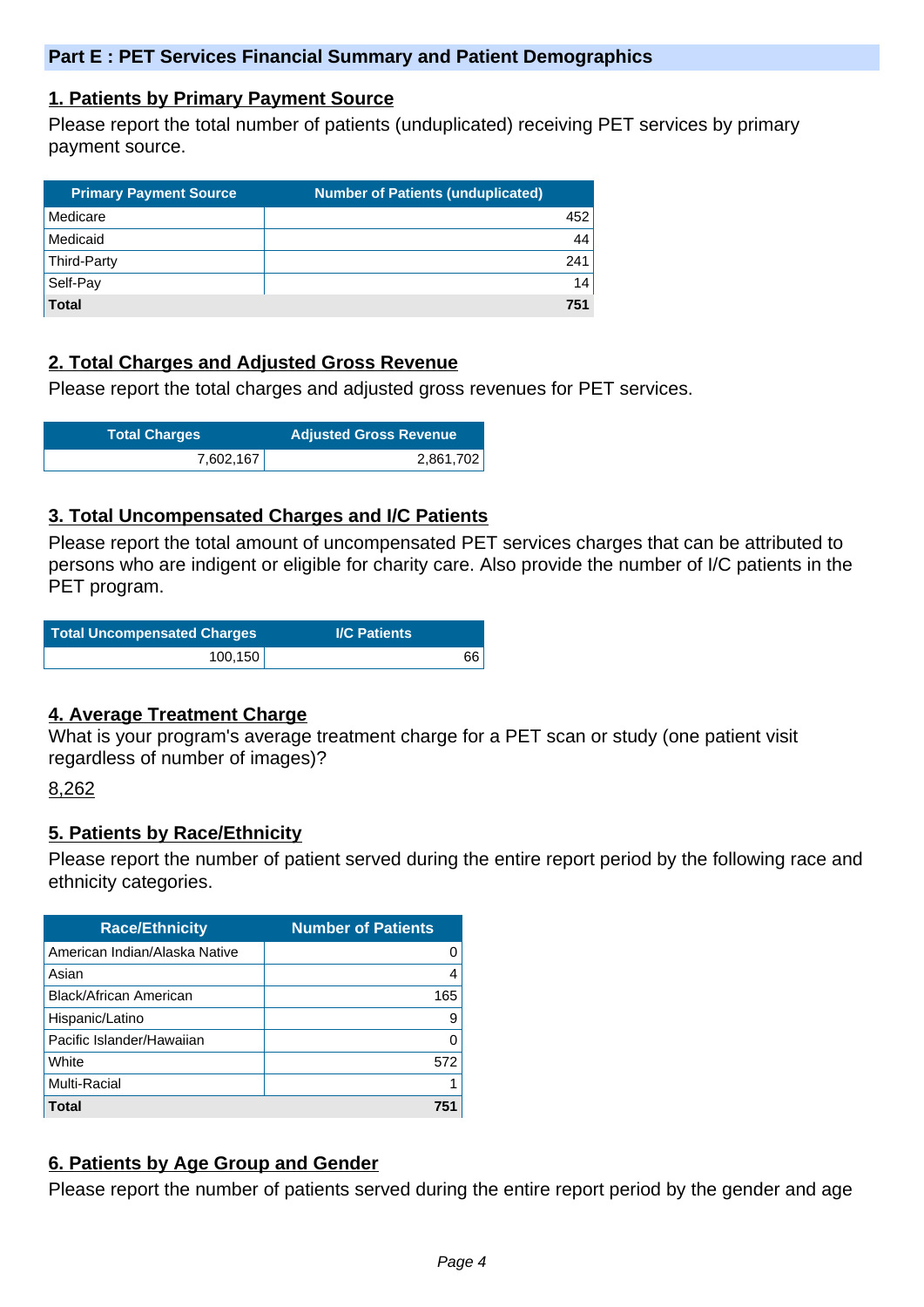## Part E : PET Services Financial Summary and Patient Demographics

### 1. Patients by Primary Payment Source

Please report the total number of patients (unduplicated) receiving PET services by primary payment source.

| Primary Payment Source | Number of Patients (unduplicated) |
|---|---|
| Medicare | 452 |
| Medicaid | 44 |
| Third-Party | 241 |
| Self-Pay | 14 |
| **Total** | **751** |

### 2. Total Charges and Adjusted Gross Revenue

Please report the total charges and adjusted gross revenues for PET services.

| Total Charges | Adjusted Gross Revenue |
|---|---|
| 7,602,167 | 2,861,702 |

### 3. Total Uncompensated Charges and I/C Patients

Please report the total amount of uncompensated PET services charges that can be attributed to persons who are indigent or eligible for charity care. Also provide the number of I/C patients in the PET program.

| Total Uncompensated Charges | I/C Patients |
|---|---|
| 100,150 | 66 |

### 4. Average Treatment Charge

What is your program's average treatment charge for a PET scan or study (one patient visit regardless of number of images)?

8,262

### 5. Patients by Race/Ethnicity

Please report the number of patient served during the entire report period by the following race and ethnicity categories.

| Race/Ethnicity | Number of Patients |
|---|---|
| American Indian/Alaska Native | 0 |
| Asian | 4 |
| Black/African American | 165 |
| Hispanic/Latino | 9 |
| Pacific Islander/Hawaiian | 0 |
| White | 572 |
| Multi-Racial | 1 |
| **Total** | **751** |

### 6. Patients by Age Group and Gender

Please report the number of patients served during the entire report period by the gender and age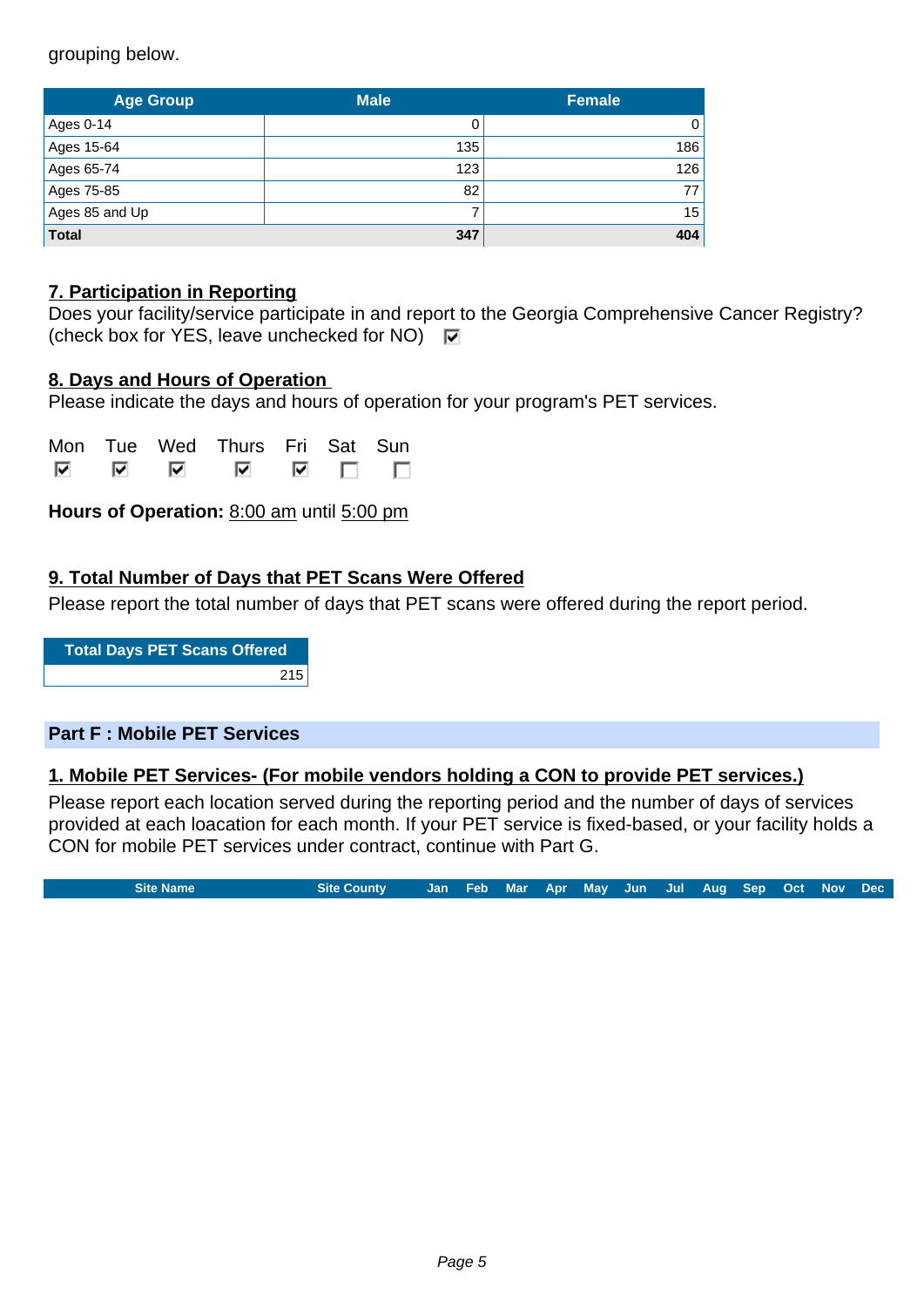grouping below.

| Age Group | Male | Female |
|---|---|---|
| Ages 0-14 | 0 | 0 |
| Ages 15-64 | 135 | 186 |
| Ages 65-74 | 123 | 126 |
| Ages 75-85 | 82 | 77 |
| Ages 85 and Up | 7 | 15 |
| **Total** | **347** | **404** |

**7. Participation in Reporting**

Does your facility/service participate in and report to the Georgia Comprehensive Cancer Registry? (check box for YES, leave unchecked for NO) ☑

**8. Days and Hours of Operation**

Please indicate the days and hours of operation for your program's PET services.

| Mon | Tue | Wed | Thurs | Fri | Sat | Sun |
|---|---|---|---|---|---|---|
| ☑ | ☑ | ☑ | ☑ | ☑ | ☐ | ☐ |

**Hours of Operation:** 8:00 am until 5:00 pm

**9. Total Number of Days that PET Scans Were Offered**

Please report the total number of days that PET scans were offered during the report period.

| Total Days PET Scans Offered |
|---|
| 215 |

## Part F : Mobile PET Services

**1. Mobile PET Services- (For mobile vendors holding a CON to provide PET services.)**

Please report each location served during the reporting period and the number of days of services provided at each loacation for each month. If your PET service is fixed-based, or your facility holds a CON for mobile PET services under contract, continue with Part G.

| Site Name | Site County | Jan | Feb | Mar | Apr | May | Jun | Jul | Aug | Sep | Oct | Nov | Dec |
|---|---|---|---|---|---|---|---|---|---|---|---|---|---|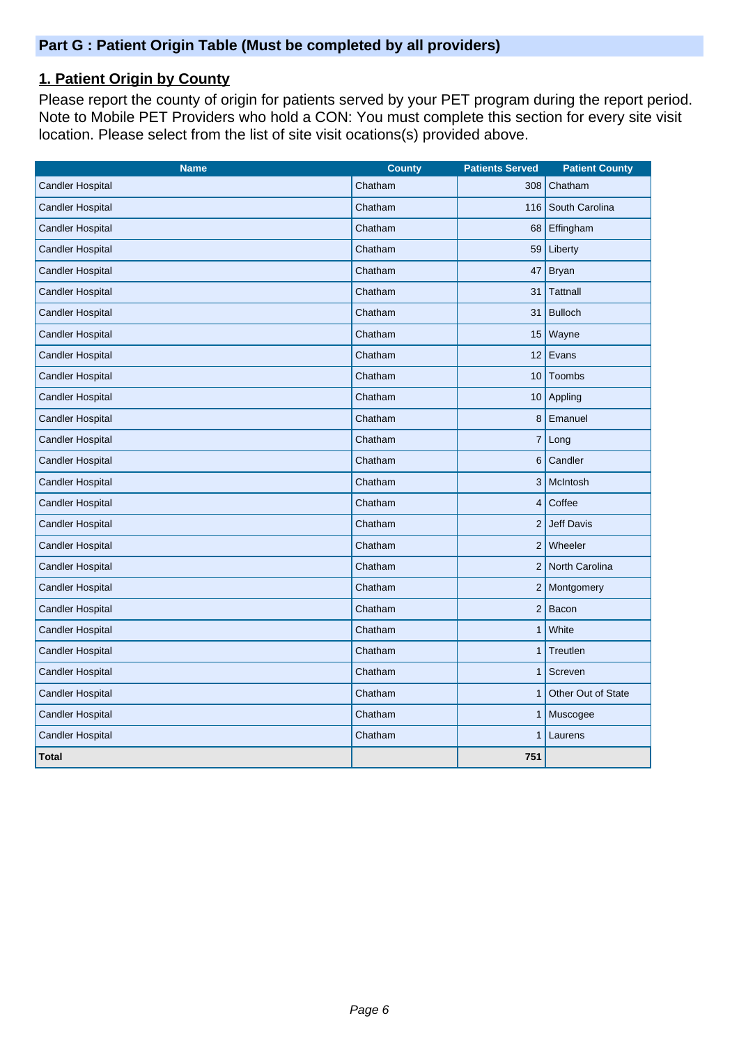## Part G : Patient Origin Table (Must be completed by all providers)

### 1. Patient Origin by County

Please report the county of origin for patients served by your PET program during the report period. Note to Mobile PET Providers who hold a CON: You must complete this section for every site visit location. Please select from the list of site visit ocations(s) provided above.

| Name | County | Patients Served | Patient County |
|---|---|---|---|
| Candler Hospital | Chatham | 308 | Chatham |
| Candler Hospital | Chatham | 116 | South Carolina |
| Candler Hospital | Chatham | 68 | Effingham |
| Candler Hospital | Chatham | 59 | Liberty |
| Candler Hospital | Chatham | 47 | Bryan |
| Candler Hospital | Chatham | 31 | Tattnall |
| Candler Hospital | Chatham | 31 | Bulloch |
| Candler Hospital | Chatham | 15 | Wayne |
| Candler Hospital | Chatham | 12 | Evans |
| Candler Hospital | Chatham | 10 | Toombs |
| Candler Hospital | Chatham | 10 | Appling |
| Candler Hospital | Chatham | 8 | Emanuel |
| Candler Hospital | Chatham | 7 | Long |
| Candler Hospital | Chatham | 6 | Candler |
| Candler Hospital | Chatham | 3 | McIntosh |
| Candler Hospital | Chatham | 4 | Coffee |
| Candler Hospital | Chatham | 2 | Jeff Davis |
| Candler Hospital | Chatham | 2 | Wheeler |
| Candler Hospital | Chatham | 2 | North Carolina |
| Candler Hospital | Chatham | 2 | Montgomery |
| Candler Hospital | Chatham | 2 | Bacon |
| Candler Hospital | Chatham | 1 | White |
| Candler Hospital | Chatham | 1 | Treutlen |
| Candler Hospital | Chatham | 1 | Screven |
| Candler Hospital | Chatham | 1 | Other Out of State |
| Candler Hospital | Chatham | 1 | Muscogee |
| Candler Hospital | Chatham | 1 | Laurens |
| **Total** | | **751** | |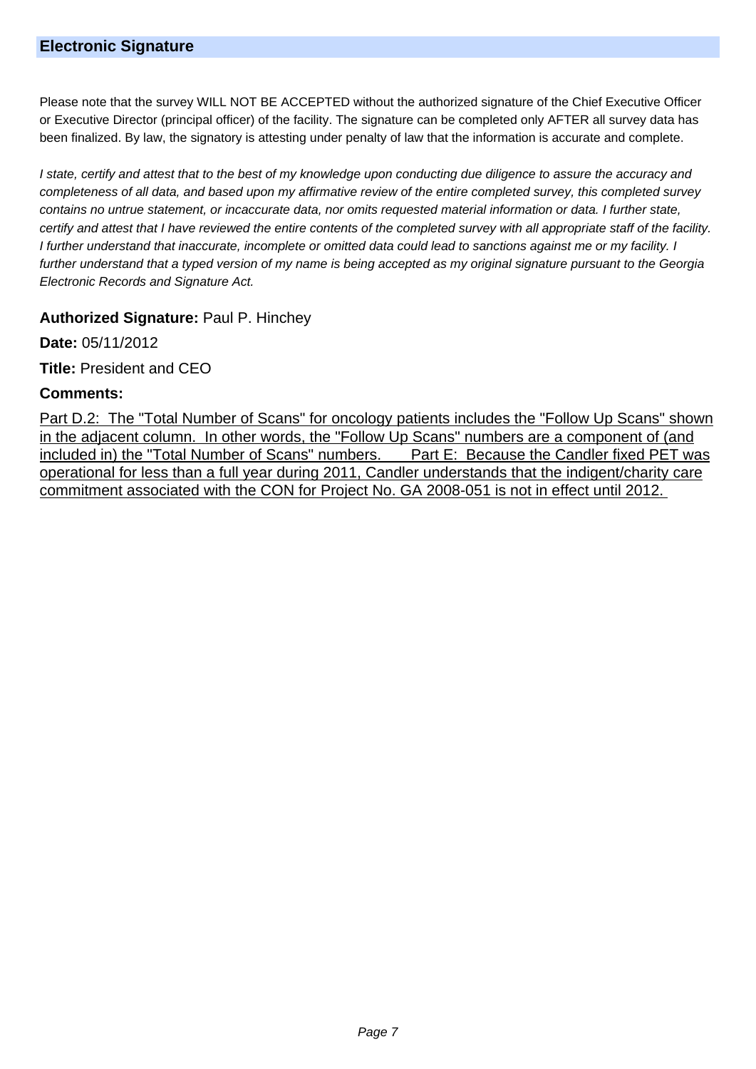## Electronic Signature

Please note that the survey WILL NOT BE ACCEPTED without the authorized signature of the Chief Executive Officer or Executive Director (principal officer) of the facility. The signature can be completed only AFTER all survey data has been finalized. By law, the signatory is attesting under penalty of law that the information is accurate and complete.

*I state, certify and attest that to the best of my knowledge upon conducting due diligence to assure the accuracy and completeness of all data, and based upon my affirmative review of the entire completed survey, this completed survey contains no untrue statement, or incaccurate data, nor omits requested material information or data. I further state, certify and attest that I have reviewed the entire contents of the completed survey with all appropriate staff of the facility. I further understand that inaccurate, incomplete or omitted data could lead to sanctions against me or my facility. I further understand that a typed version of my name is being accepted as my original signature pursuant to the Georgia Electronic Records and Signature Act.*

**Authorized Signature:** Paul P. Hinchey

**Date:** 05/11/2012

**Title:** President and CEO

**Comments:**

Part D.2: The "Total Number of Scans" for oncology patients includes the "Follow Up Scans" shown in the adjacent column. In other words, the "Follow Up Scans" numbers are a component of (and included in) the "Total Number of Scans" numbers. Part E: Because the Candler fixed PET was operational for less than a full year during 2011, Candler understands that the indigent/charity care commitment associated with the CON for Project No. GA 2008-051 is not in effect until 2012.